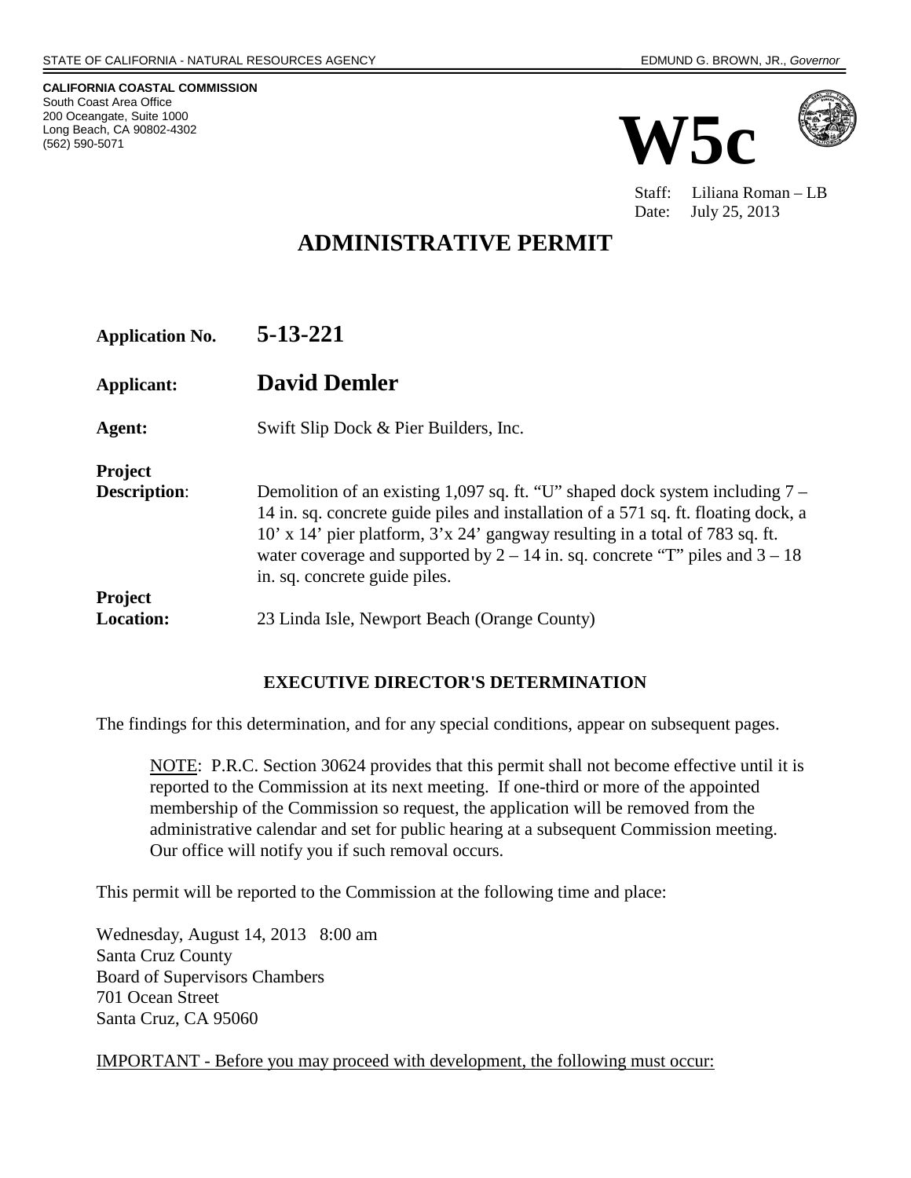STATE OF CALIFORNIA - NATURAL RESOURCES AGENCY — EDMUND G. BROWN, JR., *Governor*

**CALIFORNIA COASTAL COMMISSION**
South Coast Area Office
200 Oceangate, Suite 1000
Long Beach, CA 90802-4302
(562) 590-5071

# W5c

Staff: Liliana Roman – LB
Date: July 25, 2013

# ADMINISTRATIVE PERMIT

| | |
|---|---|
| **Application No.** | **5-13-221** |
| **Applicant:** | **David Demler** |
| **Agent:** | Swift Slip Dock & Pier Builders, Inc. |
| **Project Description**: | Demolition of an existing 1,097 sq. ft. "U" shaped dock system including 7 – 14 in. sq. concrete guide piles and installation of a 571 sq. ft. floating dock, a 10' x 14' pier platform, 3'x 24' gangway resulting in a total of 783 sq. ft. water coverage and supported by 2 – 14 in. sq. concrete "T" piles and 3 – 18 in. sq. concrete guide piles. |
| **Project Location:** | 23 Linda Isle, Newport Beach (Orange County) |

## EXECUTIVE DIRECTOR'S DETERMINATION

The findings for this determination, and for any special conditions, appear on subsequent pages.

> NOTE: P.R.C. Section 30624 provides that this permit shall not become effective until it is reported to the Commission at its next meeting. If one-third or more of the appointed membership of the Commission so request, the application will be removed from the administrative calendar and set for public hearing at a subsequent Commission meeting. Our office will notify you if such removal occurs.

This permit will be reported to the Commission at the following time and place:

Wednesday, August 14, 2013 8:00 am
Santa Cruz County
Board of Supervisors Chambers
701 Ocean Street
Santa Cruz, CA 95060

IMPORTANT - Before you may proceed with development, the following must occur: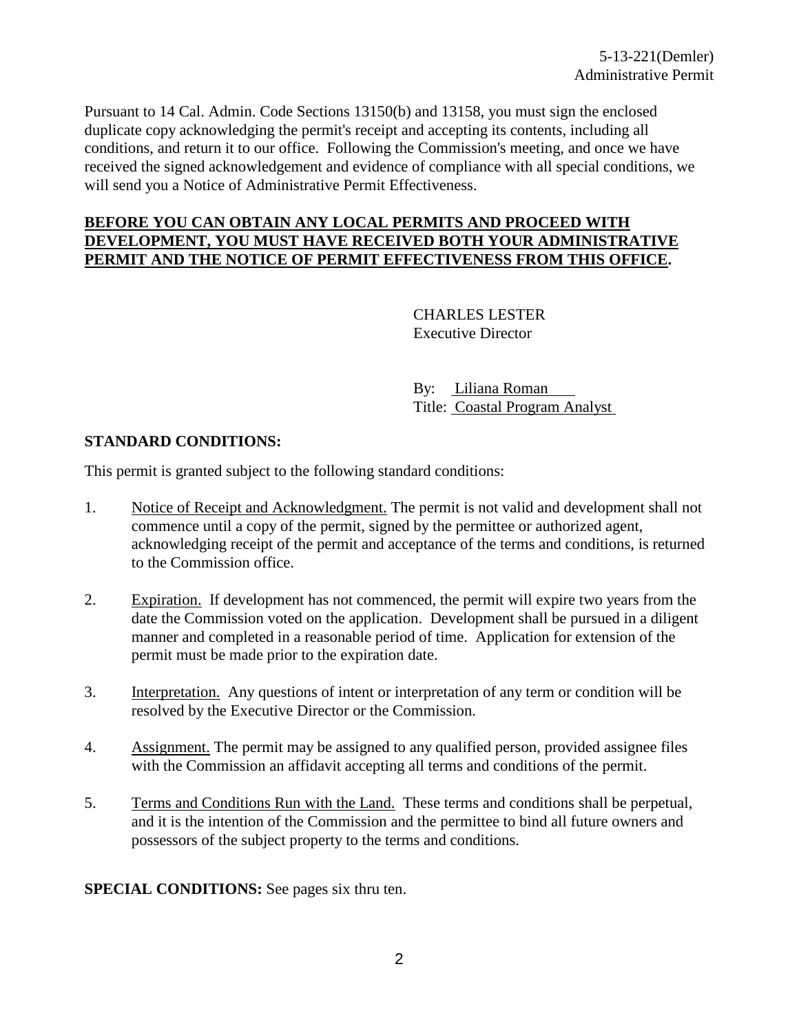Pursuant to 14 Cal. Admin. Code Sections 13150(b) and 13158, you must sign the enclosed duplicate copy acknowledging the permit's receipt and accepting its contents, including all conditions, and return it to our office. Following the Commission's meeting, and once we have received the signed acknowledgement and evidence of compliance with all special conditions, we will send you a Notice of Administrative Permit Effectiveness.

**BEFORE YOU CAN OBTAIN ANY LOCAL PERMITS AND PROCEED WITH DEVELOPMENT, YOU MUST HAVE RECEIVED BOTH YOUR ADMINISTRATIVE PERMIT AND THE NOTICE OF PERMIT EFFECTIVENESS FROM THIS OFFICE.**

CHARLES LESTER
Executive Director

By: Liliana Roman
Title: Coastal Program Analyst

**STANDARD CONDITIONS:**

This permit is granted subject to the following standard conditions:

1. Notice of Receipt and Acknowledgment. The permit is not valid and development shall not commence until a copy of the permit, signed by the permittee or authorized agent, acknowledging receipt of the permit and acceptance of the terms and conditions, is returned to the Commission office.

2. Expiration. If development has not commenced, the permit will expire two years from the date the Commission voted on the application. Development shall be pursued in a diligent manner and completed in a reasonable period of time. Application for extension of the permit must be made prior to the expiration date.

3. Interpretation. Any questions of intent or interpretation of any term or condition will be resolved by the Executive Director or the Commission.

4. Assignment. The permit may be assigned to any qualified person, provided assignee files with the Commission an affidavit accepting all terms and conditions of the permit.

5. Terms and Conditions Run with the Land. These terms and conditions shall be perpetual, and it is the intention of the Commission and the permittee to bind all future owners and possessors of the subject property to the terms and conditions.

**SPECIAL CONDITIONS:** See pages six thru ten.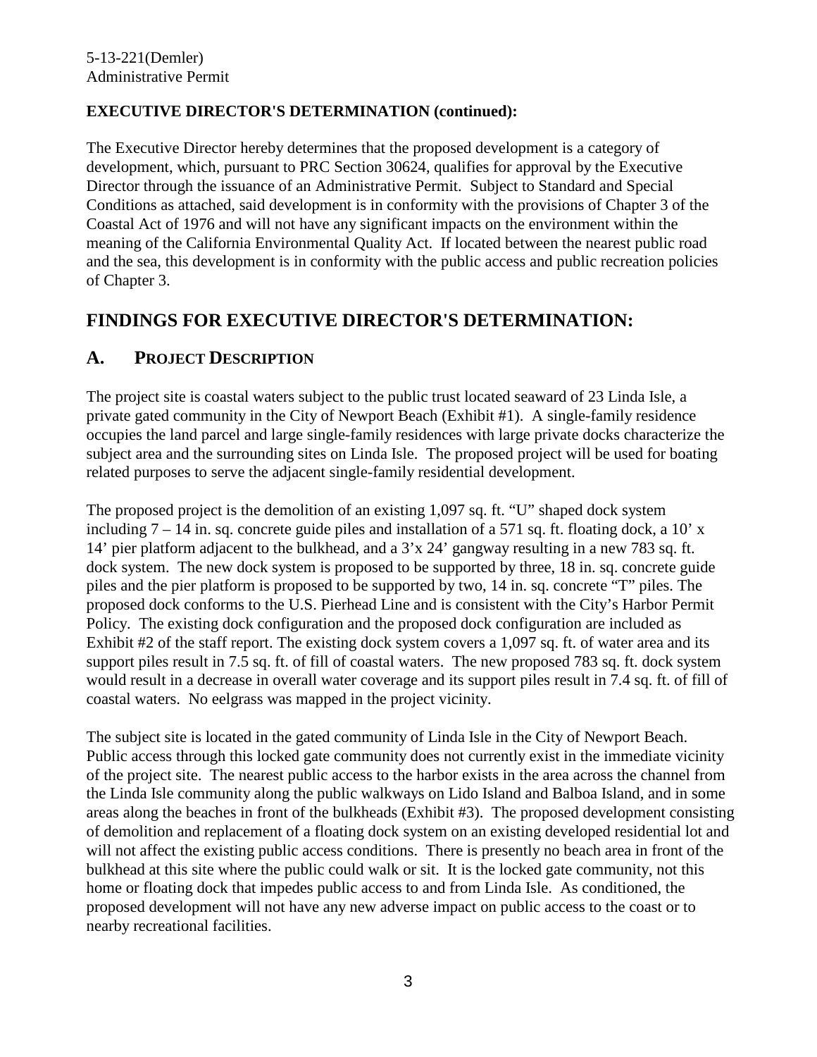**EXECUTIVE DIRECTOR'S DETERMINATION (continued):**

The Executive Director hereby determines that the proposed development is a category of development, which, pursuant to PRC Section 30624, qualifies for approval by the Executive Director through the issuance of an Administrative Permit. Subject to Standard and Special Conditions as attached, said development is in conformity with the provisions of Chapter 3 of the Coastal Act of 1976 and will not have any significant impacts on the environment within the meaning of the California Environmental Quality Act. If located between the nearest public road and the sea, this development is in conformity with the public access and public recreation policies of Chapter 3.

## FINDINGS FOR EXECUTIVE DIRECTOR'S DETERMINATION:

### A. PROJECT DESCRIPTION

The project site is coastal waters subject to the public trust located seaward of 23 Linda Isle, a private gated community in the City of Newport Beach (Exhibit #1). A single-family residence occupies the land parcel and large single-family residences with large private docks characterize the subject area and the surrounding sites on Linda Isle. The proposed project will be used for boating related purposes to serve the adjacent single-family residential development.

The proposed project is the demolition of an existing 1,097 sq. ft. "U" shaped dock system including 7 – 14 in. sq. concrete guide piles and installation of a 571 sq. ft. floating dock, a 10' x 14' pier platform adjacent to the bulkhead, and a 3'x 24' gangway resulting in a new 783 sq. ft. dock system. The new dock system is proposed to be supported by three, 18 in. sq. concrete guide piles and the pier platform is proposed to be supported by two, 14 in. sq. concrete "T" piles. The proposed dock conforms to the U.S. Pierhead Line and is consistent with the City's Harbor Permit Policy. The existing dock configuration and the proposed dock configuration are included as Exhibit #2 of the staff report. The existing dock system covers a 1,097 sq. ft. of water area and its support piles result in 7.5 sq. ft. of fill of coastal waters. The new proposed 783 sq. ft. dock system would result in a decrease in overall water coverage and its support piles result in 7.4 sq. ft. of fill of coastal waters. No eelgrass was mapped in the project vicinity.

The subject site is located in the gated community of Linda Isle in the City of Newport Beach. Public access through this locked gate community does not currently exist in the immediate vicinity of the project site. The nearest public access to the harbor exists in the area across the channel from the Linda Isle community along the public walkways on Lido Island and Balboa Island, and in some areas along the beaches in front of the bulkheads (Exhibit #3). The proposed development consisting of demolition and replacement of a floating dock system on an existing developed residential lot and will not affect the existing public access conditions. There is presently no beach area in front of the bulkhead at this site where the public could walk or sit. It is the locked gate community, not this home or floating dock that impedes public access to and from Linda Isle. As conditioned, the proposed development will not have any new adverse impact on public access to the coast or to nearby recreational facilities.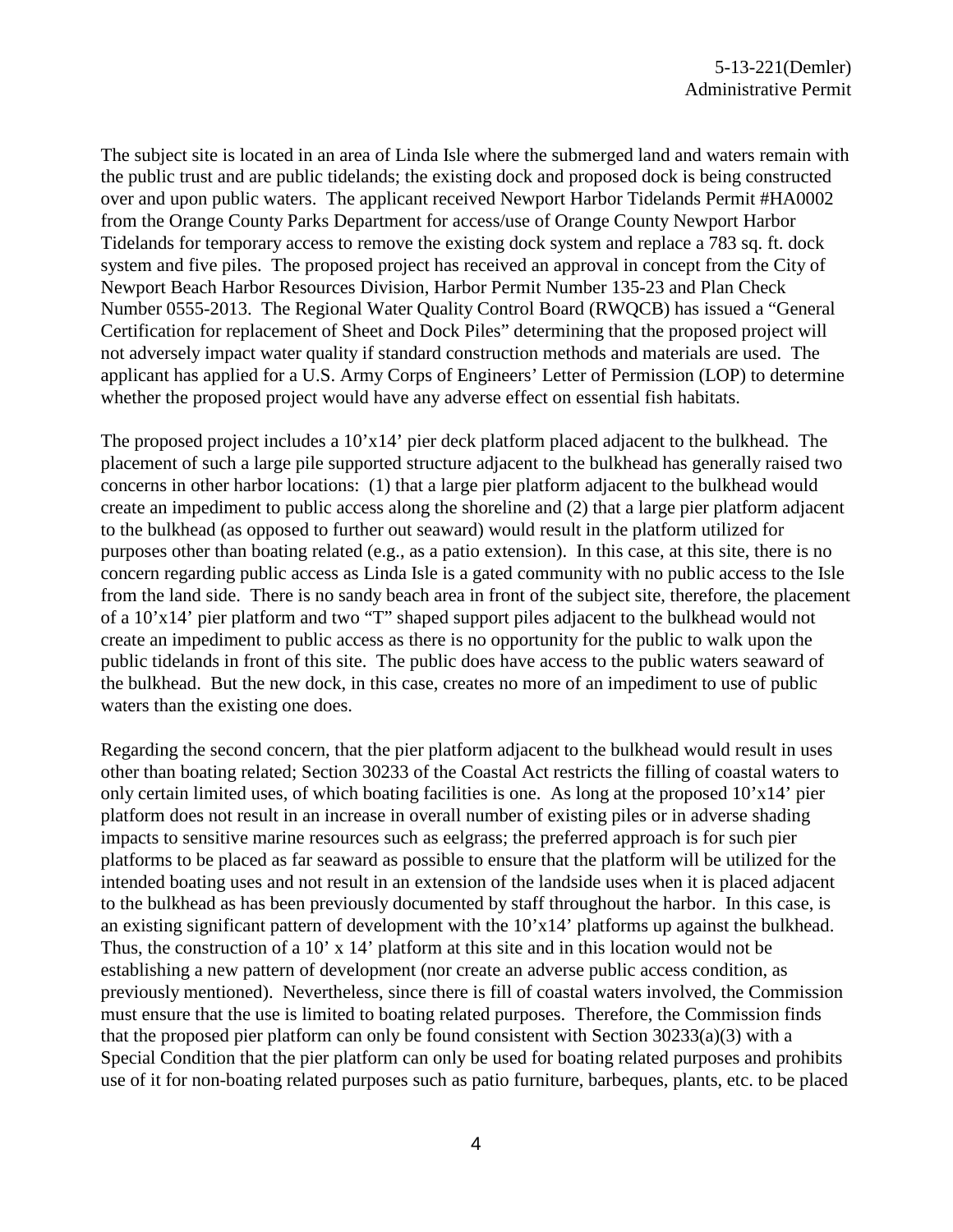The subject site is located in an area of Linda Isle where the submerged land and waters remain with the public trust and are public tidelands; the existing dock and proposed dock is being constructed over and upon public waters. The applicant received Newport Harbor Tidelands Permit #HA0002 from the Orange County Parks Department for access/use of Orange County Newport Harbor Tidelands for temporary access to remove the existing dock system and replace a 783 sq. ft. dock system and five piles. The proposed project has received an approval in concept from the City of Newport Beach Harbor Resources Division, Harbor Permit Number 135-23 and Plan Check Number 0555-2013. The Regional Water Quality Control Board (RWQCB) has issued a "General Certification for replacement of Sheet and Dock Piles" determining that the proposed project will not adversely impact water quality if standard construction methods and materials are used. The applicant has applied for a U.S. Army Corps of Engineers' Letter of Permission (LOP) to determine whether the proposed project would have any adverse effect on essential fish habitats.

The proposed project includes a 10'x14' pier deck platform placed adjacent to the bulkhead. The placement of such a large pile supported structure adjacent to the bulkhead has generally raised two concerns in other harbor locations: (1) that a large pier platform adjacent to the bulkhead would create an impediment to public access along the shoreline and (2) that a large pier platform adjacent to the bulkhead (as opposed to further out seaward) would result in the platform utilized for purposes other than boating related (e.g., as a patio extension). In this case, at this site, there is no concern regarding public access as Linda Isle is a gated community with no public access to the Isle from the land side. There is no sandy beach area in front of the subject site, therefore, the placement of a 10'x14' pier platform and two "T" shaped support piles adjacent to the bulkhead would not create an impediment to public access as there is no opportunity for the public to walk upon the public tidelands in front of this site. The public does have access to the public waters seaward of the bulkhead. But the new dock, in this case, creates no more of an impediment to use of public waters than the existing one does.

Regarding the second concern, that the pier platform adjacent to the bulkhead would result in uses other than boating related; Section 30233 of the Coastal Act restricts the filling of coastal waters to only certain limited uses, of which boating facilities is one. As long at the proposed 10'x14' pier platform does not result in an increase in overall number of existing piles or in adverse shading impacts to sensitive marine resources such as eelgrass; the preferred approach is for such pier platforms to be placed as far seaward as possible to ensure that the platform will be utilized for the intended boating uses and not result in an extension of the landside uses when it is placed adjacent to the bulkhead as has been previously documented by staff throughout the harbor. In this case, is an existing significant pattern of development with the 10'x14' platforms up against the bulkhead. Thus, the construction of a 10' x 14' platform at this site and in this location would not be establishing a new pattern of development (nor create an adverse public access condition, as previously mentioned). Nevertheless, since there is fill of coastal waters involved, the Commission must ensure that the use is limited to boating related purposes. Therefore, the Commission finds that the proposed pier platform can only be found consistent with Section 30233(a)(3) with a Special Condition that the pier platform can only be used for boating related purposes and prohibits use of it for non-boating related purposes such as patio furniture, barbeques, plants, etc. to be placed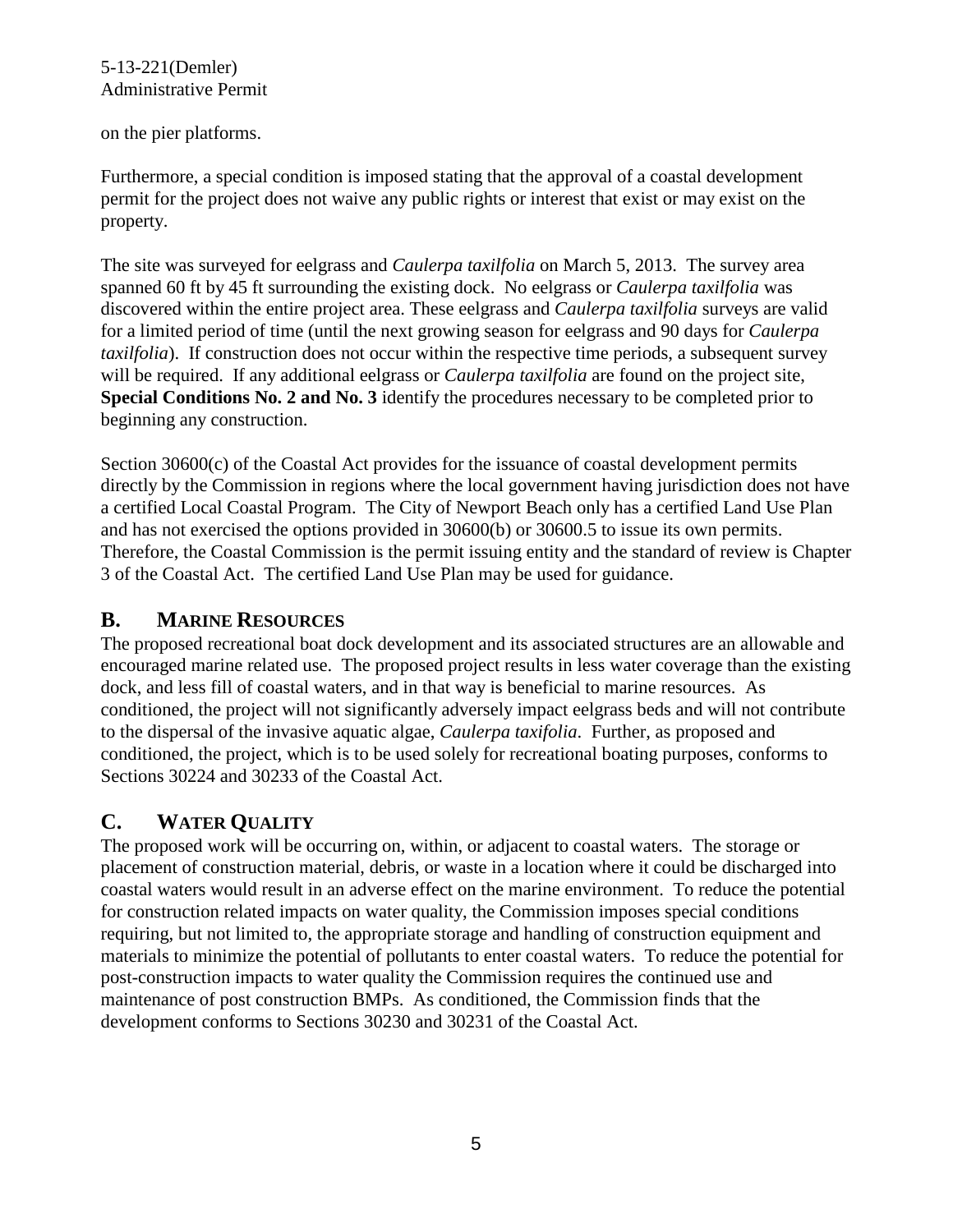on the pier platforms.

Furthermore, a special condition is imposed stating that the approval of a coastal development permit for the project does not waive any public rights or interest that exist or may exist on the property.

The site was surveyed for eelgrass and *Caulerpa taxilfolia* on March 5, 2013. The survey area spanned 60 ft by 45 ft surrounding the existing dock. No eelgrass or *Caulerpa taxilfolia* was discovered within the entire project area. These eelgrass and *Caulerpa taxilfolia* surveys are valid for a limited period of time (until the next growing season for eelgrass and 90 days for *Caulerpa taxilfolia*). If construction does not occur within the respective time periods, a subsequent survey will be required. If any additional eelgrass or *Caulerpa taxilfolia* are found on the project site, **Special Conditions No. 2 and No. 3** identify the procedures necessary to be completed prior to beginning any construction.

Section 30600(c) of the Coastal Act provides for the issuance of coastal development permits directly by the Commission in regions where the local government having jurisdiction does not have a certified Local Coastal Program. The City of Newport Beach only has a certified Land Use Plan and has not exercised the options provided in 30600(b) or 30600.5 to issue its own permits. Therefore, the Coastal Commission is the permit issuing entity and the standard of review is Chapter 3 of the Coastal Act. The certified Land Use Plan may be used for guidance.

## B. MARINE RESOURCES

The proposed recreational boat dock development and its associated structures are an allowable and encouraged marine related use. The proposed project results in less water coverage than the existing dock, and less fill of coastal waters, and in that way is beneficial to marine resources. As conditioned, the project will not significantly adversely impact eelgrass beds and will not contribute to the dispersal of the invasive aquatic algae, *Caulerpa taxifolia*. Further, as proposed and conditioned, the project, which is to be used solely for recreational boating purposes, conforms to Sections 30224 and 30233 of the Coastal Act.

## C. WATER QUALITY

The proposed work will be occurring on, within, or adjacent to coastal waters. The storage or placement of construction material, debris, or waste in a location where it could be discharged into coastal waters would result in an adverse effect on the marine environment. To reduce the potential for construction related impacts on water quality, the Commission imposes special conditions requiring, but not limited to, the appropriate storage and handling of construction equipment and materials to minimize the potential of pollutants to enter coastal waters. To reduce the potential for post-construction impacts to water quality the Commission requires the continued use and maintenance of post construction BMPs. As conditioned, the Commission finds that the development conforms to Sections 30230 and 30231 of the Coastal Act.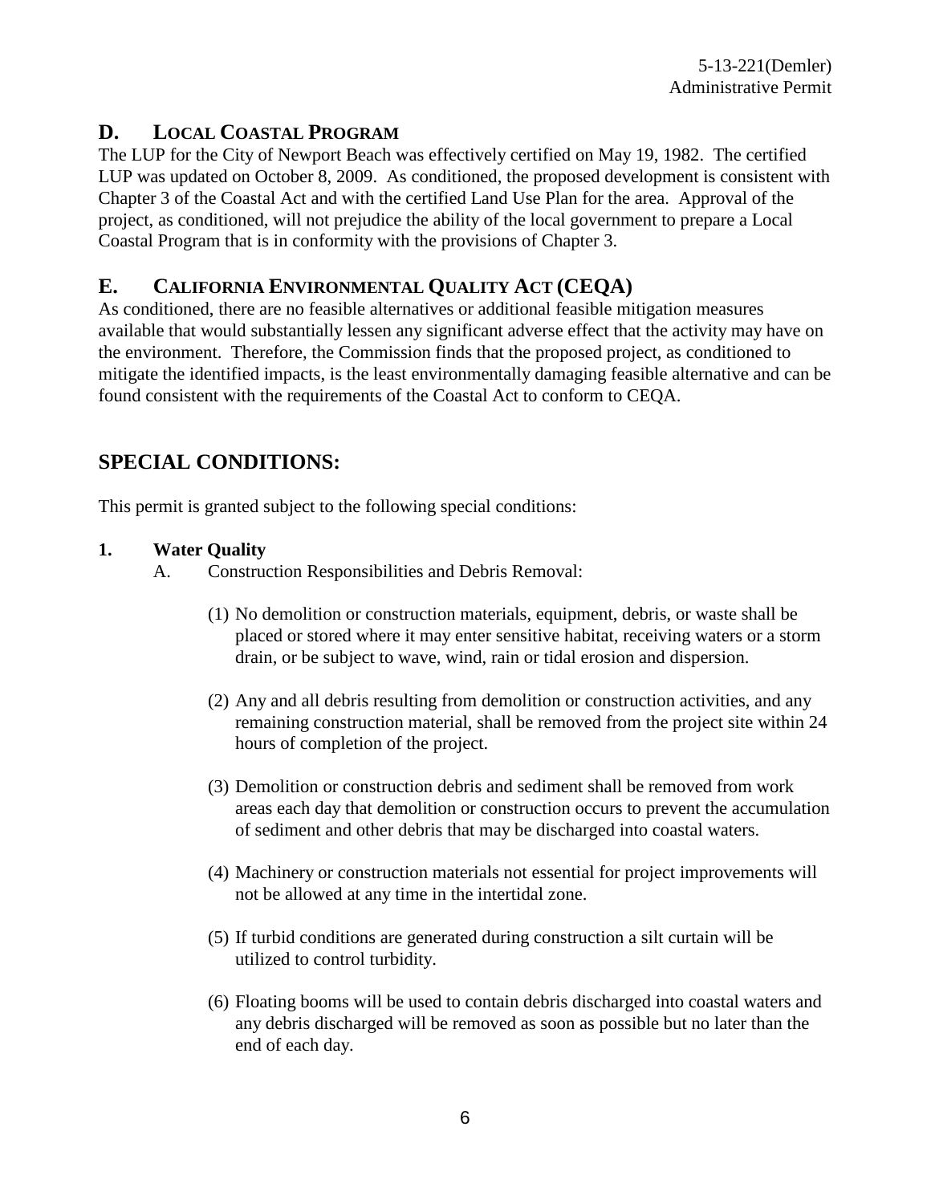## D. LOCAL COASTAL PROGRAM

The LUP for the City of Newport Beach was effectively certified on May 19, 1982. The certified LUP was updated on October 8, 2009. As conditioned, the proposed development is consistent with Chapter 3 of the Coastal Act and with the certified Land Use Plan for the area. Approval of the project, as conditioned, will not prejudice the ability of the local government to prepare a Local Coastal Program that is in conformity with the provisions of Chapter 3.

## E. CALIFORNIA ENVIRONMENTAL QUALITY ACT (CEQA)

As conditioned, there are no feasible alternatives or additional feasible mitigation measures available that would substantially lessen any significant adverse effect that the activity may have on the environment. Therefore, the Commission finds that the proposed project, as conditioned to mitigate the identified impacts, is the least environmentally damaging feasible alternative and can be found consistent with the requirements of the Coastal Act to conform to CEQA.

# SPECIAL CONDITIONS:

This permit is granted subject to the following special conditions:

**1. Water Quality**

A. Construction Responsibilities and Debris Removal:

(1) No demolition or construction materials, equipment, debris, or waste shall be placed or stored where it may enter sensitive habitat, receiving waters or a storm drain, or be subject to wave, wind, rain or tidal erosion and dispersion.

(2) Any and all debris resulting from demolition or construction activities, and any remaining construction material, shall be removed from the project site within 24 hours of completion of the project.

(3) Demolition or construction debris and sediment shall be removed from work areas each day that demolition or construction occurs to prevent the accumulation of sediment and other debris that may be discharged into coastal waters.

(4) Machinery or construction materials not essential for project improvements will not be allowed at any time in the intertidal zone.

(5) If turbid conditions are generated during construction a silt curtain will be utilized to control turbidity.

(6) Floating booms will be used to contain debris discharged into coastal waters and any debris discharged will be removed as soon as possible but no later than the end of each day.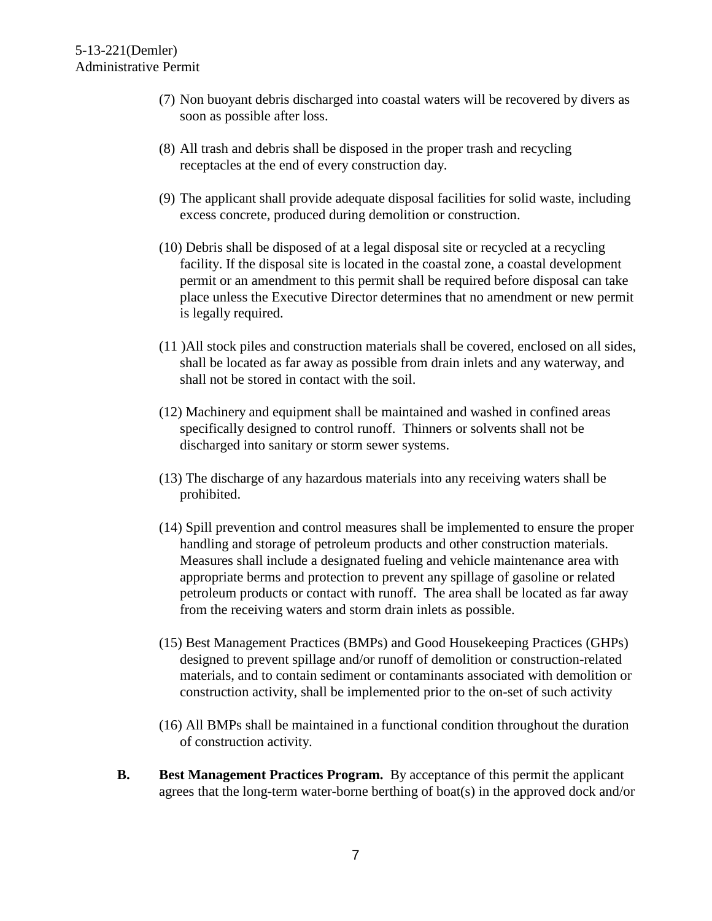(7) Non buoyant debris discharged into coastal waters will be recovered by divers as soon as possible after loss.

(8) All trash and debris shall be disposed in the proper trash and recycling receptacles at the end of every construction day.

(9) The applicant shall provide adequate disposal facilities for solid waste, including excess concrete, produced during demolition or construction.

(10) Debris shall be disposed of at a legal disposal site or recycled at a recycling facility. If the disposal site is located in the coastal zone, a coastal development permit or an amendment to this permit shall be required before disposal can take place unless the Executive Director determines that no amendment or new permit is legally required.

(11 )All stock piles and construction materials shall be covered, enclosed on all sides, shall be located as far away as possible from drain inlets and any waterway, and shall not be stored in contact with the soil.

(12) Machinery and equipment shall be maintained and washed in confined areas specifically designed to control runoff. Thinners or solvents shall not be discharged into sanitary or storm sewer systems.

(13) The discharge of any hazardous materials into any receiving waters shall be prohibited.

(14) Spill prevention and control measures shall be implemented to ensure the proper handling and storage of petroleum products and other construction materials. Measures shall include a designated fueling and vehicle maintenance area with appropriate berms and protection to prevent any spillage of gasoline or related petroleum products or contact with runoff. The area shall be located as far away from the receiving waters and storm drain inlets as possible.

(15) Best Management Practices (BMPs) and Good Housekeeping Practices (GHPs) designed to prevent spillage and/or runoff of demolition or construction-related materials, and to contain sediment or contaminants associated with demolition or construction activity, shall be implemented prior to the on-set of such activity

(16) All BMPs shall be maintained in a functional condition throughout the duration of construction activity.

**B. Best Management Practices Program.** By acceptance of this permit the applicant agrees that the long-term water-borne berthing of boat(s) in the approved dock and/or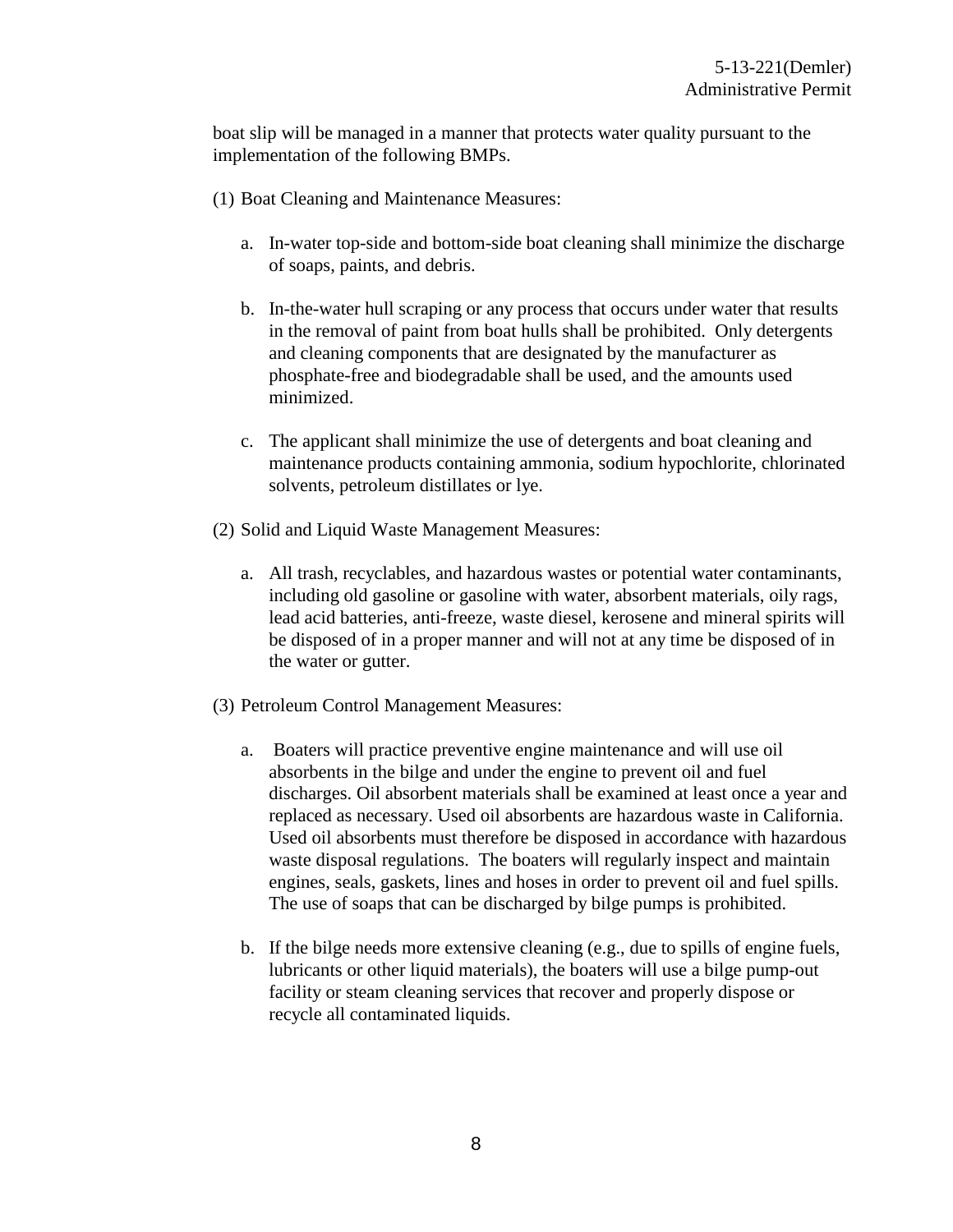boat slip will be managed in a manner that protects water quality pursuant to the implementation of the following BMPs.

(1) Boat Cleaning and Maintenance Measures:

a. In-water top-side and bottom-side boat cleaning shall minimize the discharge of soaps, paints, and debris.

b. In-the-water hull scraping or any process that occurs under water that results in the removal of paint from boat hulls shall be prohibited. Only detergents and cleaning components that are designated by the manufacturer as phosphate-free and biodegradable shall be used, and the amounts used minimized.

c. The applicant shall minimize the use of detergents and boat cleaning and maintenance products containing ammonia, sodium hypochlorite, chlorinated solvents, petroleum distillates or lye.

(2) Solid and Liquid Waste Management Measures:

a. All trash, recyclables, and hazardous wastes or potential water contaminants, including old gasoline or gasoline with water, absorbent materials, oily rags, lead acid batteries, anti-freeze, waste diesel, kerosene and mineral spirits will be disposed of in a proper manner and will not at any time be disposed of in the water or gutter.

(3) Petroleum Control Management Measures:

a. Boaters will practice preventive engine maintenance and will use oil absorbents in the bilge and under the engine to prevent oil and fuel discharges. Oil absorbent materials shall be examined at least once a year and replaced as necessary. Used oil absorbents are hazardous waste in California. Used oil absorbents must therefore be disposed in accordance with hazardous waste disposal regulations. The boaters will regularly inspect and maintain engines, seals, gaskets, lines and hoses in order to prevent oil and fuel spills. The use of soaps that can be discharged by bilge pumps is prohibited.

b. If the bilge needs more extensive cleaning (e.g., due to spills of engine fuels, lubricants or other liquid materials), the boaters will use a bilge pump-out facility or steam cleaning services that recover and properly dispose or recycle all contaminated liquids.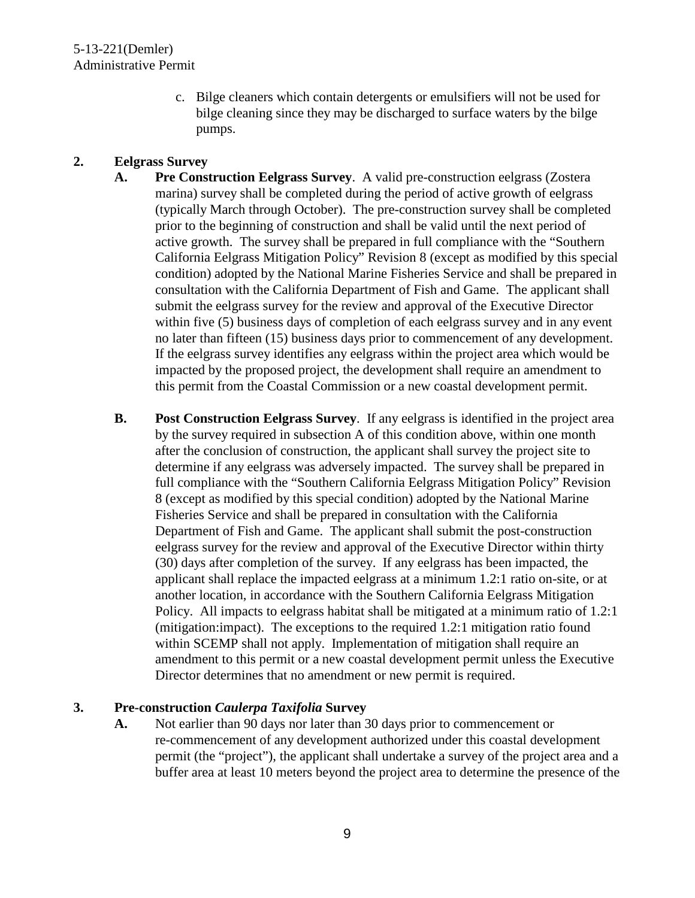c. Bilge cleaners which contain detergents or emulsifiers will not be used for bilge cleaning since they may be discharged to surface waters by the bilge pumps.

**2. Eelgrass Survey**

**A. Pre Construction Eelgrass Survey**. A valid pre-construction eelgrass (Zostera marina) survey shall be completed during the period of active growth of eelgrass (typically March through October). The pre-construction survey shall be completed prior to the beginning of construction and shall be valid until the next period of active growth. The survey shall be prepared in full compliance with the "Southern California Eelgrass Mitigation Policy" Revision 8 (except as modified by this special condition) adopted by the National Marine Fisheries Service and shall be prepared in consultation with the California Department of Fish and Game. The applicant shall submit the eelgrass survey for the review and approval of the Executive Director within five (5) business days of completion of each eelgrass survey and in any event no later than fifteen (15) business days prior to commencement of any development. If the eelgrass survey identifies any eelgrass within the project area which would be impacted by the proposed project, the development shall require an amendment to this permit from the Coastal Commission or a new coastal development permit.

**B. Post Construction Eelgrass Survey**. If any eelgrass is identified in the project area by the survey required in subsection A of this condition above, within one month after the conclusion of construction, the applicant shall survey the project site to determine if any eelgrass was adversely impacted. The survey shall be prepared in full compliance with the "Southern California Eelgrass Mitigation Policy" Revision 8 (except as modified by this special condition) adopted by the National Marine Fisheries Service and shall be prepared in consultation with the California Department of Fish and Game. The applicant shall submit the post-construction eelgrass survey for the review and approval of the Executive Director within thirty (30) days after completion of the survey. If any eelgrass has been impacted, the applicant shall replace the impacted eelgrass at a minimum 1.2:1 ratio on-site, or at another location, in accordance with the Southern California Eelgrass Mitigation Policy. All impacts to eelgrass habitat shall be mitigated at a minimum ratio of 1.2:1 (mitigation:impact). The exceptions to the required 1.2:1 mitigation ratio found within SCEMP shall not apply. Implementation of mitigation shall require an amendment to this permit or a new coastal development permit unless the Executive Director determines that no amendment or new permit is required.

**3. Pre-construction *Caulerpa Taxifolia* Survey**

**A.** Not earlier than 90 days nor later than 30 days prior to commencement or re-commencement of any development authorized under this coastal development permit (the "project"), the applicant shall undertake a survey of the project area and a buffer area at least 10 meters beyond the project area to determine the presence of the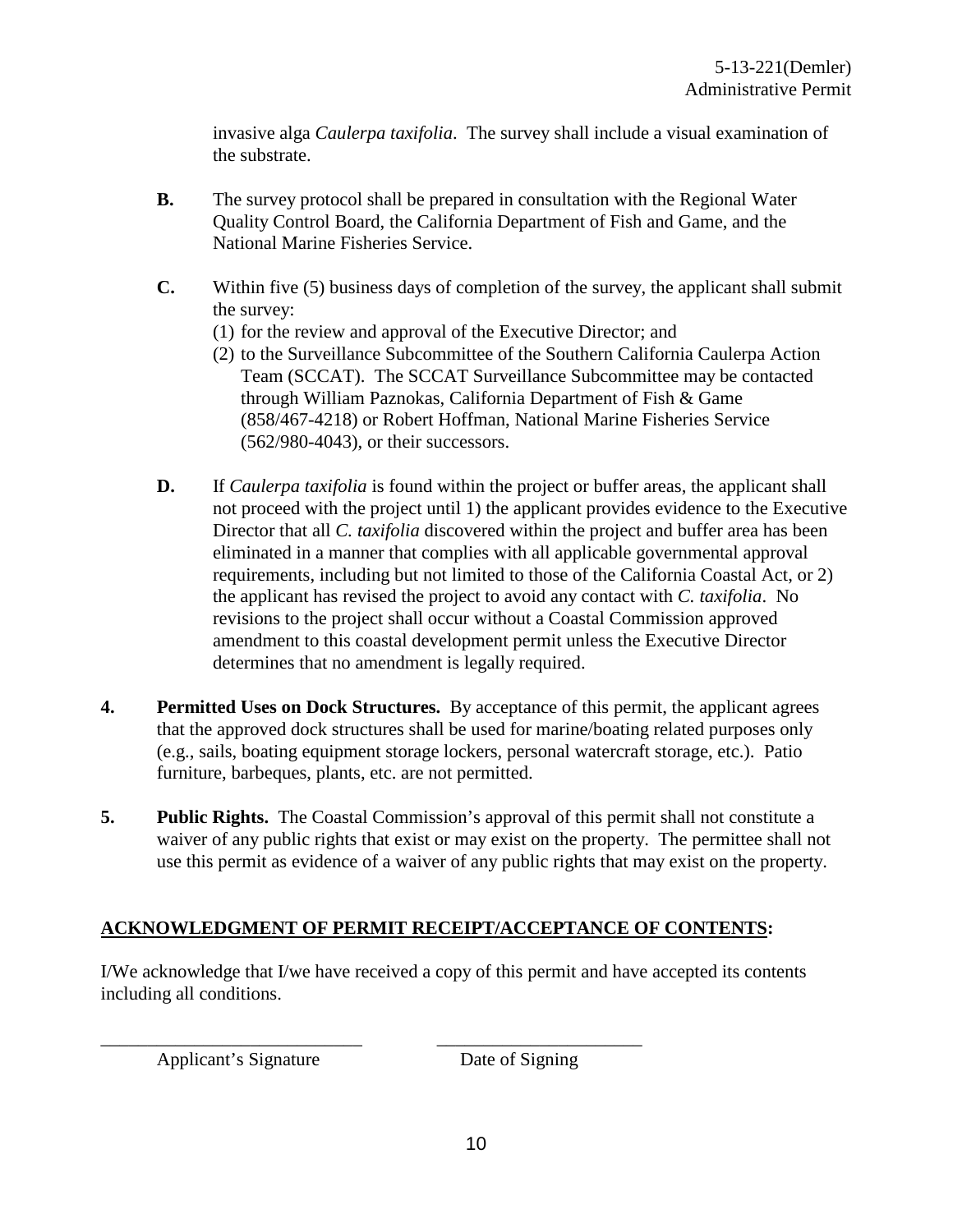invasive alga *Caulerpa taxifolia*. The survey shall include a visual examination of the substrate.

**B.** The survey protocol shall be prepared in consultation with the Regional Water Quality Control Board, the California Department of Fish and Game, and the National Marine Fisheries Service.

**C.** Within five (5) business days of completion of the survey, the applicant shall submit the survey:

(1) for the review and approval of the Executive Director; and

(2) to the Surveillance Subcommittee of the Southern California Caulerpa Action Team (SCCAT). The SCCAT Surveillance Subcommittee may be contacted through William Paznokas, California Department of Fish & Game (858/467-4218) or Robert Hoffman, National Marine Fisheries Service (562/980-4043), or their successors.

**D.** If *Caulerpa taxifolia* is found within the project or buffer areas, the applicant shall not proceed with the project until 1) the applicant provides evidence to the Executive Director that all *C. taxifolia* discovered within the project and buffer area has been eliminated in a manner that complies with all applicable governmental approval requirements, including but not limited to those of the California Coastal Act, or 2) the applicant has revised the project to avoid any contact with *C. taxifolia*. No revisions to the project shall occur without a Coastal Commission approved amendment to this coastal development permit unless the Executive Director determines that no amendment is legally required.

**4. Permitted Uses on Dock Structures.** By acceptance of this permit, the applicant agrees that the approved dock structures shall be used for marine/boating related purposes only (e.g., sails, boating equipment storage lockers, personal watercraft storage, etc.). Patio furniture, barbeques, plants, etc. are not permitted.

**5. Public Rights.** The Coastal Commission's approval of this permit shall not constitute a waiver of any public rights that exist or may exist on the property. The permittee shall not use this permit as evidence of a waiver of any public rights that may exist on the property.

**ACKNOWLEDGMENT OF PERMIT RECEIPT/ACCEPTANCE OF CONTENTS:**

I/We acknowledge that I/we have received a copy of this permit and have accepted its contents including all conditions.

_____________________________ _______________________

Applicant's Signature Date of Signing